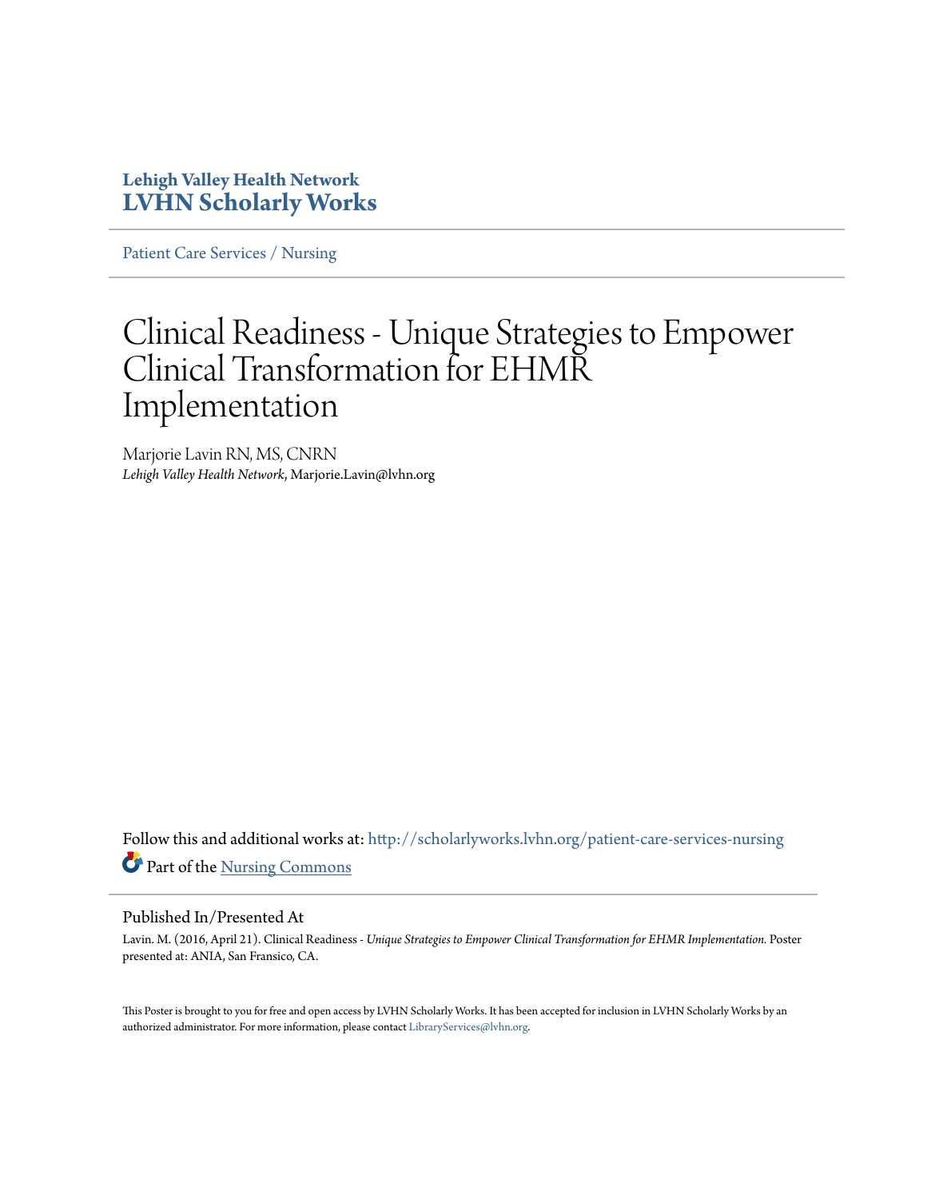**Lehigh Valley Health Network**
**LVHN Scholarly Works**

Patient Care Services / Nursing

# Clinical Readiness - Unique Strategies to Empower Clinical Transformation for EHMR Implementation

Marjorie Lavin RN, MS, CNRN
*Lehigh Valley Health Network*, Marjorie.Lavin@lvhn.org

Follow this and additional works at: http://scholarlyworks.lvhn.org/patient-care-services-nursing
Part of the Nursing Commons

## Published In/Presented At

Lavin. M. (2016, April 21). Clinical Readiness - *Unique Strategies to Empower Clinical Transformation for EHMR Implementation.* Poster presented at: ANIA, San Fransico, CA.

This Poster is brought to you for free and open access by LVHN Scholarly Works. It has been accepted for inclusion in LVHN Scholarly Works by an authorized administrator. For more information, please contact LibraryServices@lvhn.org.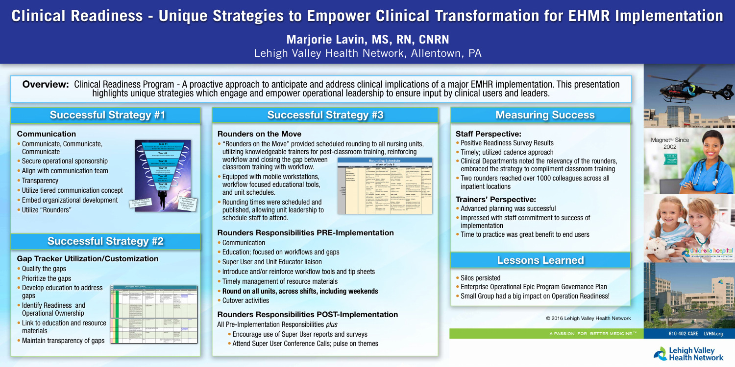# Clinical Readiness - Unique Strategies to Empower Clinical Transformation for EHMR Implementation

## Marjorie Lavin, MS, RN, CNRN

Lehigh Valley Health Network, Allentown, PA

**Overview:** Clinical Readiness Program - A proactive approach to anticipate and address clinical implications of a major EMHR implementation. This presentation highlights unique strategies which engage and empower operational leadership to ensure input by clinical users and leaders.

## Successful Strategy #1

### Communication

- Communicate, Communicate, Communicate
- Secure operational sponsorship
- Align with communication team
- Transparency
- Utilize tiered communication concept
- Embed organizational development
- Utilize "Rounders"

## Successful Strategy #2

### Gap Tracker Utilization/Customization

- Qualify the gaps
- Prioritize the gaps
- Develop education to address gaps
- Identify Readiness and Operational Ownership
- Link to education and resource materials
- Maintain transparency of gaps

## Successful Strategy #3

### Rounders on the Move

- "Rounders on the Move" provided scheduled rounding to all nursing units, utilizing knowledgeable trainers for post-classroom training, reinforcing workflow and closing the gap between classroom training with workflow.
- Equipped with mobile workstations, workflow focused educational tools, and unit schedules.
- Rounding times were scheduled and published, allowing unit leadership to schedule staff to attend.

Rounding Schedule
Week of July 6

### Rounders Responsibilities PRE-Implementation

- Communication
- Education; focused on workflows and gaps
- Super User and Unit Educator liaison
- Introduce and/or reinforce workflow tools and tip sheets
- Timely management of resource materials
- **Round on all units, across shifts, including weekends**
- Cutover activities

### Rounders Responsibilities POST-Implementation

All Pre-Implementation Responsibilities *plus*

- Encourage use of Super User reports and surveys
- Attend Super User Conference Calls; pulse on themes

## Measuring Success

### Staff Perspective:

- Positive Readiness Survey Results
- Timely; utilized cadence approach
- Clinical Departments noted the relevancy of the rounders, embraced the strategy to compliment classroom training
- Two rounders reached over 1000 colleagues across all inpatient locations

### Trainers' Perspective:

- Advanced planning was successful
- Impressed with staff commitment to success of implementation
- Time to practice was great benefit to end users

## Lessons Learned

- Silos persisted
- Enterprise Operational Epic Program Governance Plan
- Small Group had a big impact on Operation Readiness!

© 2016 Lehigh Valley Health Network

Magnet™ Since 2002

A PASSION FOR BETTER MEDICINE.™

610-402-CARE LVHN.org

Lehigh Valley Health Network